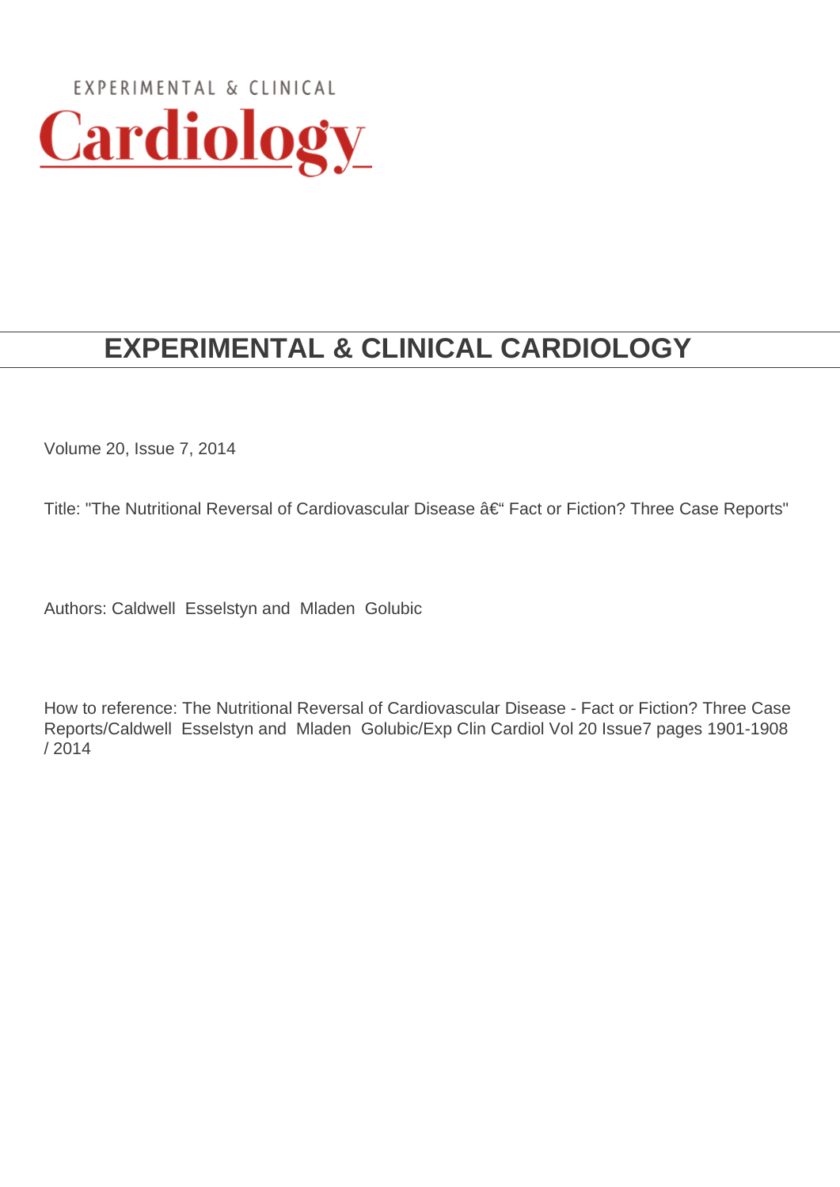EXPERIMENTAL & CLINICAL

# Cardiology

## EXPERIMENTAL & CLINICAL CARDIOLOGY

Volume 20, Issue 7, 2014

Title: "The Nutritional Reversal of Cardiovascular Disease â€“ Fact or Fiction? Three Case Reports"

Authors: Caldwell  Esselstyn and  Mladen  Golubic

How to reference: The Nutritional Reversal of Cardiovascular Disease - Fact or Fiction? Three Case Reports/Caldwell  Esselstyn and  Mladen  Golubic/Exp Clin Cardiol Vol 20 Issue7 pages 1901-1908 / 2014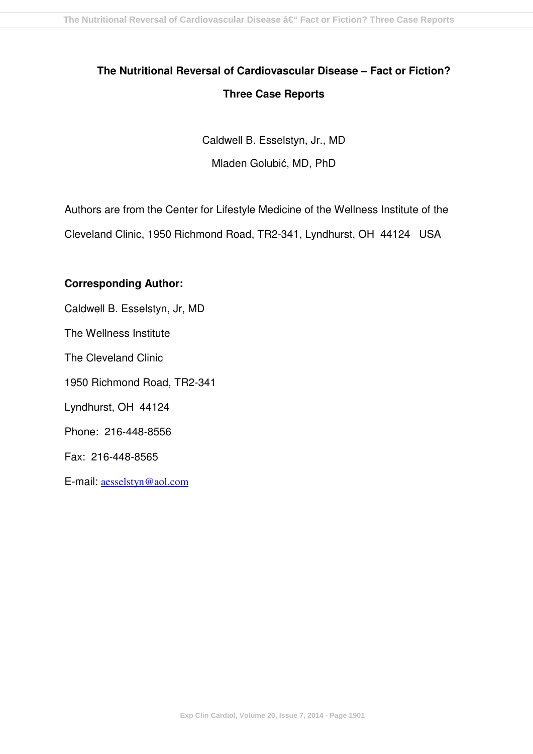# The Nutritional Reversal of Cardiovascular Disease – Fact or Fiction?

## Three Case Reports

Caldwell B. Esselstyn, Jr., MD

Mladen Golubić, MD, PhD

Authors are from the Center for Lifestyle Medicine of the Wellness Institute of the Cleveland Clinic, 1950 Richmond Road, TR2-341, Lyndhurst, OH 44124 USA

**Corresponding Author:**

Caldwell B. Esselstyn, Jr, MD

The Wellness Institute

The Cleveland Clinic

1950 Richmond Road, TR2-341

Lyndhurst, OH 44124

Phone: 216-448-8556

Fax: 216-448-8565

E-mail: aesselstyn@aol.com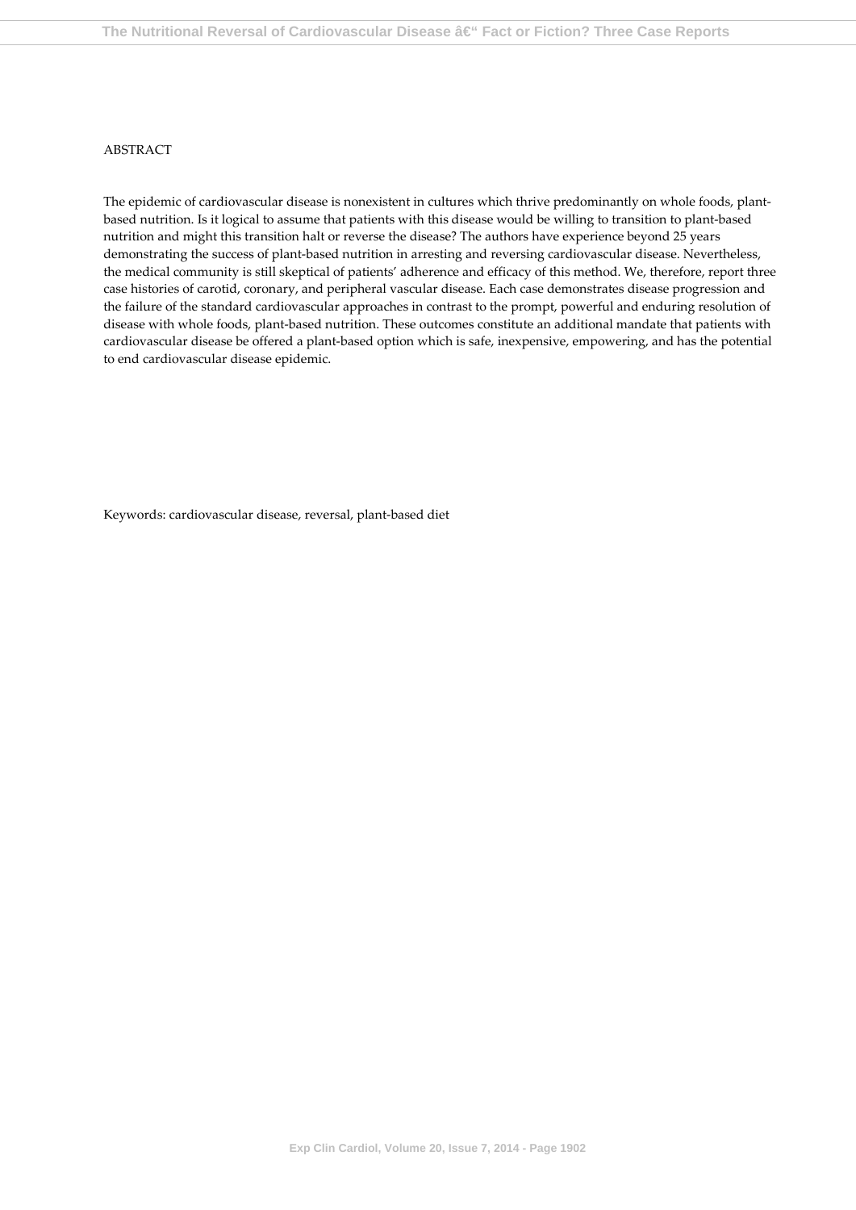ABSTRACT

The epidemic of cardiovascular disease is nonexistent in cultures which thrive predominantly on whole foods, plant-based nutrition. Is it logical to assume that patients with this disease would be willing to transition to plant-based nutrition and might this transition halt or reverse the disease? The authors have experience beyond 25 years demonstrating the success of plant-based nutrition in arresting and reversing cardiovascular disease. Nevertheless, the medical community is still skeptical of patients' adherence and efficacy of this method. We, therefore, report three case histories of carotid, coronary, and peripheral vascular disease. Each case demonstrates disease progression and the failure of the standard cardiovascular approaches in contrast to the prompt, powerful and enduring resolution of disease with whole foods, plant-based nutrition. These outcomes constitute an additional mandate that patients with cardiovascular disease be offered a plant-based option which is safe, inexpensive, empowering, and has the potential to end cardiovascular disease epidemic.

Keywords: cardiovascular disease, reversal, plant-based diet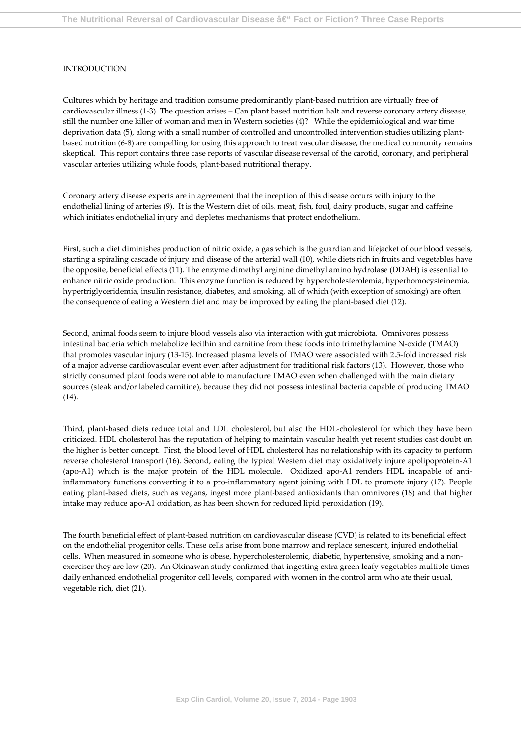INTRODUCTION

Cultures which by heritage and tradition consume predominantly plant-based nutrition are virtually free of cardiovascular illness (1-3). The question arises – Can plant based nutrition halt and reverse coronary artery disease, still the number one killer of woman and men in Western societies (4)? While the epidemiological and war time deprivation data (5), along with a small number of controlled and uncontrolled intervention studies utilizing plant-based nutrition (6-8) are compelling for using this approach to treat vascular disease, the medical community remains skeptical. This report contains three case reports of vascular disease reversal of the carotid, coronary, and peripheral vascular arteries utilizing whole foods, plant-based nutritional therapy.

Coronary artery disease experts are in agreement that the inception of this disease occurs with injury to the endothelial lining of arteries (9). It is the Western diet of oils, meat, fish, foul, dairy products, sugar and caffeine which initiates endothelial injury and depletes mechanisms that protect endothelium.

First, such a diet diminishes production of nitric oxide, a gas which is the guardian and lifejacket of our blood vessels, starting a spiraling cascade of injury and disease of the arterial wall (10), while diets rich in fruits and vegetables have the opposite, beneficial effects (11). The enzyme dimethyl arginine dimethyl amino hydrolase (DDAH) is essential to enhance nitric oxide production. This enzyme function is reduced by hypercholesterolemia, hyperhomocysteinemia, hypertriglyceridemia, insulin resistance, diabetes, and smoking, all of which (with exception of smoking) are often the consequence of eating a Western diet and may be improved by eating the plant-based diet (12).

Second, animal foods seem to injure blood vessels also via interaction with gut microbiota. Omnivores possess intestinal bacteria which metabolize lecithin and carnitine from these foods into trimethylamine N-oxide (TMAO) that promotes vascular injury (13-15). Increased plasma levels of TMAO were associated with 2.5-fold increased risk of a major adverse cardiovascular event even after adjustment for traditional risk factors (13). However, those who strictly consumed plant foods were not able to manufacture TMAO even when challenged with the main dietary sources (steak and/or labeled carnitine), because they did not possess intestinal bacteria capable of producing TMAO (14).

Third, plant-based diets reduce total and LDL cholesterol, but also the HDL-cholesterol for which they have been criticized. HDL cholesterol has the reputation of helping to maintain vascular health yet recent studies cast doubt on the higher is better concept. First, the blood level of HDL cholesterol has no relationship with its capacity to perform reverse cholesterol transport (16). Second, eating the typical Western diet may oxidatively injure apolipoprotein-A1 (apo-A1) which is the major protein of the HDL molecule. Oxidized apo-A1 renders HDL incapable of anti-inflammatory functions converting it to a pro-inflammatory agent joining with LDL to promote injury (17). People eating plant-based diets, such as vegans, ingest more plant-based antioxidants than omnivores (18) and that higher intake may reduce apo-A1 oxidation, as has been shown for reduced lipid peroxidation (19).

The fourth beneficial effect of plant-based nutrition on cardiovascular disease (CVD) is related to its beneficial effect on the endothelial progenitor cells. These cells arise from bone marrow and replace senescent, injured endothelial cells. When measured in someone who is obese, hypercholesterolemic, diabetic, hypertensive, smoking and a non-exerciser they are low (20). An Okinawan study confirmed that ingesting extra green leafy vegetables multiple times daily enhanced endothelial progenitor cell levels, compared with women in the control arm who ate their usual, vegetable rich, diet (21).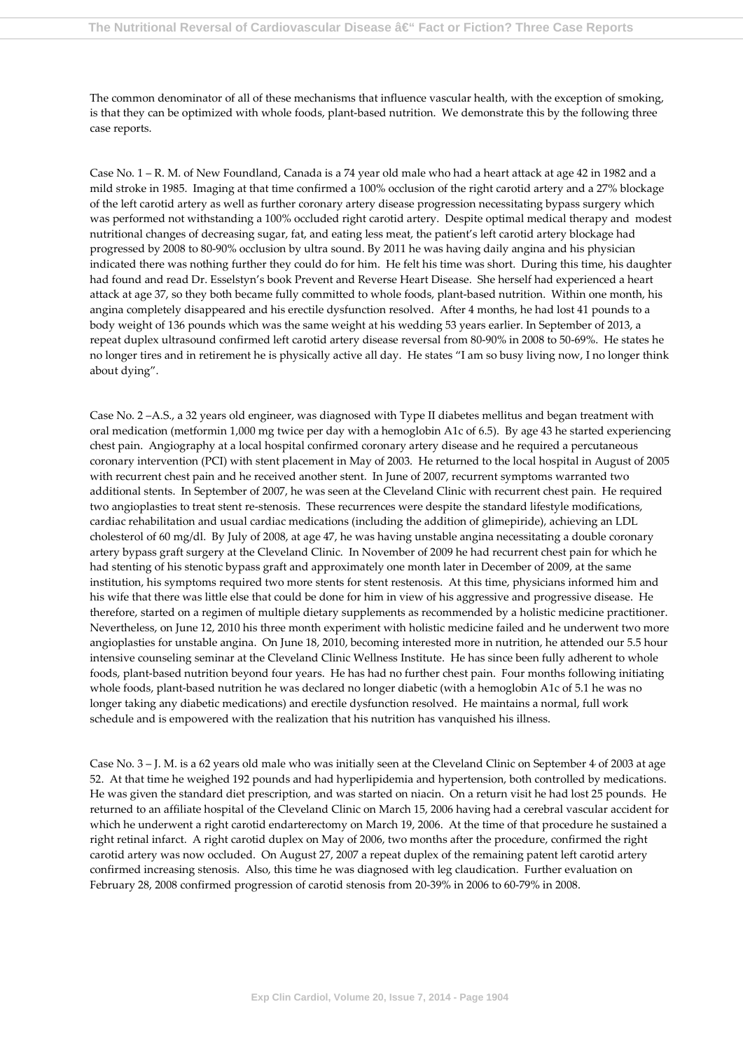The common denominator of all of these mechanisms that influence vascular health, with the exception of smoking, is that they can be optimized with whole foods, plant-based nutrition. We demonstrate this by the following three case reports.

Case No. 1 – R. M. of New Foundland, Canada is a 74 year old male who had a heart attack at age 42 in 1982 and a mild stroke in 1985. Imaging at that time confirmed a 100% occlusion of the right carotid artery and a 27% blockage of the left carotid artery as well as further coronary artery disease progression necessitating bypass surgery which was performed not withstanding a 100% occluded right carotid artery. Despite optimal medical therapy and modest nutritional changes of decreasing sugar, fat, and eating less meat, the patient's left carotid artery blockage had progressed by 2008 to 80-90% occlusion by ultra sound. By 2011 he was having daily angina and his physician indicated there was nothing further they could do for him. He felt his time was short. During this time, his daughter had found and read Dr. Esselstyn's book Prevent and Reverse Heart Disease. She herself had experienced a heart attack at age 37, so they both became fully committed to whole foods, plant-based nutrition. Within one month, his angina completely disappeared and his erectile dysfunction resolved. After 4 months, he had lost 41 pounds to a body weight of 136 pounds which was the same weight at his wedding 53 years earlier. In September of 2013, a repeat duplex ultrasound confirmed left carotid artery disease reversal from 80-90% in 2008 to 50-69%. He states he no longer tires and in retirement he is physically active all day. He states "I am so busy living now, I no longer think about dying".

Case No. 2 –A.S., a 32 years old engineer, was diagnosed with Type II diabetes mellitus and began treatment with oral medication (metformin 1,000 mg twice per day with a hemoglobin A1c of 6.5). By age 43 he started experiencing chest pain. Angiography at a local hospital confirmed coronary artery disease and he required a percutaneous coronary intervention (PCI) with stent placement in May of 2003. He returned to the local hospital in August of 2005 with recurrent chest pain and he received another stent. In June of 2007, recurrent symptoms warranted two additional stents. In September of 2007, he was seen at the Cleveland Clinic with recurrent chest pain. He required two angioplasties to treat stent re-stenosis. These recurrences were despite the standard lifestyle modifications, cardiac rehabilitation and usual cardiac medications (including the addition of glimepiride), achieving an LDL cholesterol of 60 mg/dl. By July of 2008, at age 47, he was having unstable angina necessitating a double coronary artery bypass graft surgery at the Cleveland Clinic. In November of 2009 he had recurrent chest pain for which he had stenting of his stenotic bypass graft and approximately one month later in December of 2009, at the same institution, his symptoms required two more stents for stent restenosis. At this time, physicians informed him and his wife that there was little else that could be done for him in view of his aggressive and progressive disease. He therefore, started on a regimen of multiple dietary supplements as recommended by a holistic medicine practitioner. Nevertheless, on June 12, 2010 his three month experiment with holistic medicine failed and he underwent two more angioplasties for unstable angina. On June 18, 2010, becoming interested more in nutrition, he attended our 5.5 hour intensive counseling seminar at the Cleveland Clinic Wellness Institute. He has since been fully adherent to whole foods, plant-based nutrition beyond four years. He has had no further chest pain. Four months following initiating whole foods, plant-based nutrition he was declared no longer diabetic (with a hemoglobin A1c of 5.1 he was no longer taking any diabetic medications) and erectile dysfunction resolved. He maintains a normal, full work schedule and is empowered with the realization that his nutrition has vanquished his illness.

Case No. 3 – J. M. is a 62 years old male who was initially seen at the Cleveland Clinic on September 4 of 2003 at age 52. At that time he weighed 192 pounds and had hyperlipidemia and hypertension, both controlled by medications. He was given the standard diet prescription, and was started on niacin. On a return visit he had lost 25 pounds. He returned to an affiliate hospital of the Cleveland Clinic on March 15, 2006 having had a cerebral vascular accident for which he underwent a right carotid endarterectomy on March 19, 2006. At the time of that procedure he sustained a right retinal infarct. A right carotid duplex on May of 2006, two months after the procedure, confirmed the right carotid artery was now occluded. On August 27, 2007 a repeat duplex of the remaining patent left carotid artery confirmed increasing stenosis. Also, this time he was diagnosed with leg claudication. Further evaluation on February 28, 2008 confirmed progression of carotid stenosis from 20-39% in 2006 to 60-79% in 2008.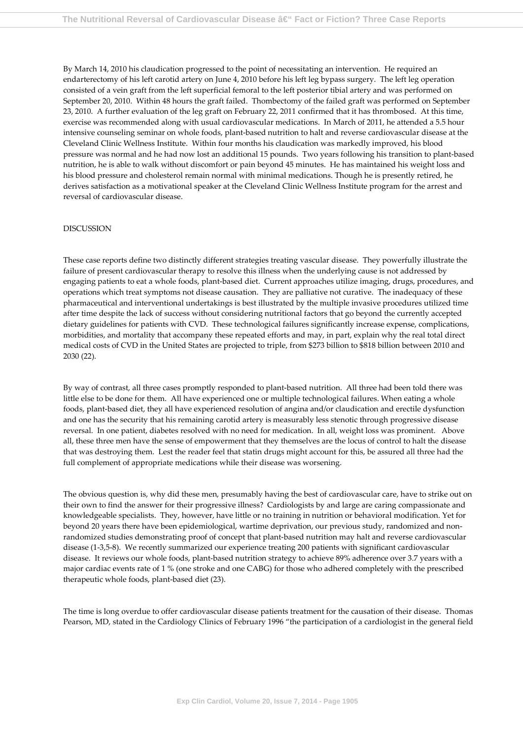By March 14, 2010 his claudication progressed to the point of necessitating an intervention. He required an endarterectomy of his left carotid artery on June 4, 2010 before his left leg bypass surgery. The left leg operation consisted of a vein graft from the left superficial femoral to the left posterior tibial artery and was performed on September 20, 2010. Within 48 hours the graft failed. Thombectomy of the failed graft was performed on September 23, 2010. A further evaluation of the leg graft on February 22, 2011 confirmed that it has thrombosed. At this time, exercise was recommended along with usual cardiovascular medications. In March of 2011, he attended a 5.5 hour intensive counseling seminar on whole foods, plant-based nutrition to halt and reverse cardiovascular disease at the Cleveland Clinic Wellness Institute. Within four months his claudication was markedly improved, his blood pressure was normal and he had now lost an additional 15 pounds. Two years following his transition to plant-based nutrition, he is able to walk without discomfort or pain beyond 45 minutes. He has maintained his weight loss and his blood pressure and cholesterol remain normal with minimal medications. Though he is presently retired, he derives satisfaction as a motivational speaker at the Cleveland Clinic Wellness Institute program for the arrest and reversal of cardiovascular disease.

## DISCUSSION

These case reports define two distinctly different strategies treating vascular disease. They powerfully illustrate the failure of present cardiovascular therapy to resolve this illness when the underlying cause is not addressed by engaging patients to eat a whole foods, plant-based diet. Current approaches utilize imaging, drugs, procedures, and operations which treat symptoms not disease causation. They are palliative not curative. The inadequacy of these pharmaceutical and interventional undertakings is best illustrated by the multiple invasive procedures utilized time after time despite the lack of success without considering nutritional factors that go beyond the currently accepted dietary guidelines for patients with CVD. These technological failures significantly increase expense, complications, morbidities, and mortality that accompany these repeated efforts and may, in part, explain why the real total direct medical costs of CVD in the United States are projected to triple, from $273 billion to $818 billion between 2010 and 2030 (22).

By way of contrast, all three cases promptly responded to plant-based nutrition. All three had been told there was little else to be done for them. All have experienced one or multiple technological failures. When eating a whole foods, plant-based diet, they all have experienced resolution of angina and/or claudication and erectile dysfunction and one has the security that his remaining carotid artery is measurably less stenotic through progressive disease reversal. In one patient, diabetes resolved with no need for medication. In all, weight loss was prominent. Above all, these three men have the sense of empowerment that they themselves are the locus of control to halt the disease that was destroying them. Lest the reader feel that statin drugs might account for this, be assured all three had the full complement of appropriate medications while their disease was worsening.

The obvious question is, why did these men, presumably having the best of cardiovascular care, have to strike out on their own to find the answer for their progressive illness? Cardiologists by and large are caring compassionate and knowledgeable specialists. They, however, have little or no training in nutrition or behavioral modification. Yet for beyond 20 years there have been epidemiological, wartime deprivation, our previous study, randomized and non-randomized studies demonstrating proof of concept that plant-based nutrition may halt and reverse cardiovascular disease (1-3,5-8). We recently summarized our experience treating 200 patients with significant cardiovascular disease. It reviews our whole foods, plant-based nutrition strategy to achieve 89% adherence over 3.7 years with a major cardiac events rate of 1 % (one stroke and one CABG) for those who adhered completely with the prescribed therapeutic whole foods, plant-based diet (23).

The time is long overdue to offer cardiovascular disease patients treatment for the causation of their disease. Thomas Pearson, MD, stated in the Cardiology Clinics of February 1996 "the participation of a cardiologist in the general field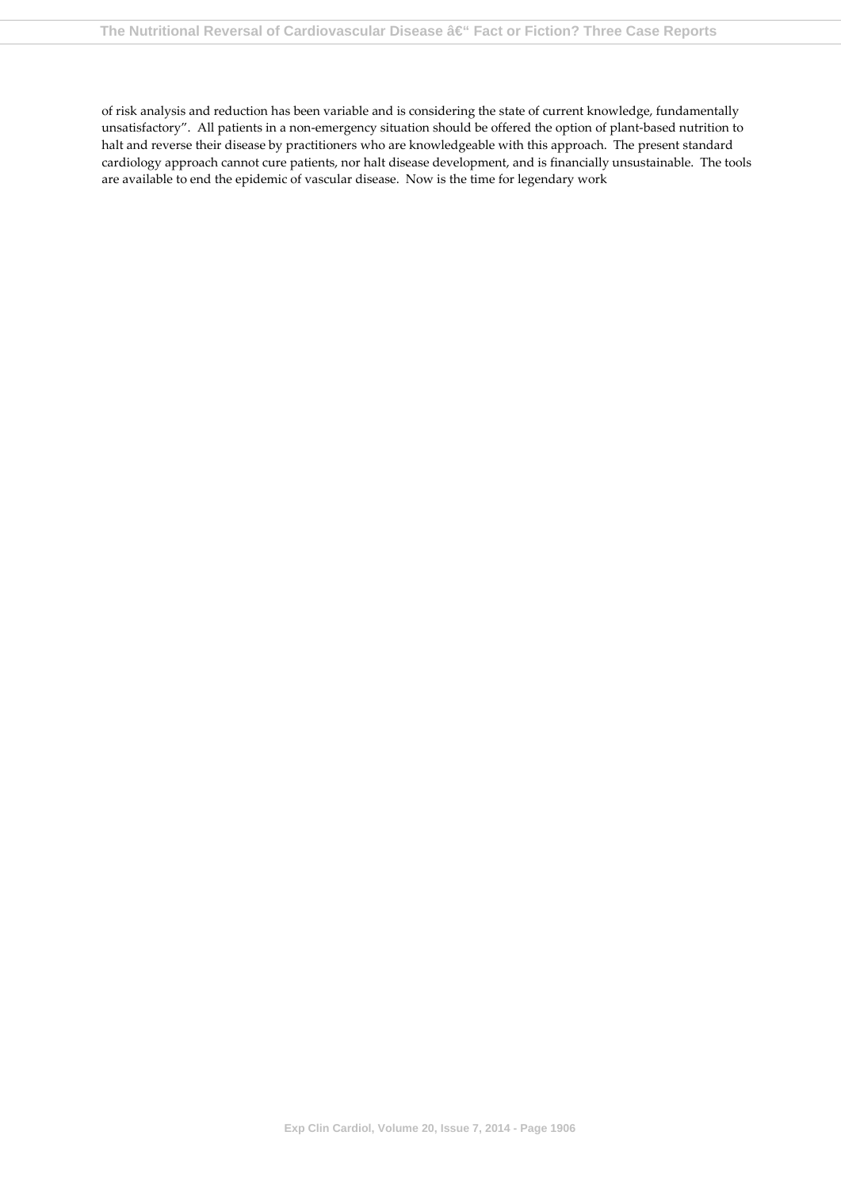of risk analysis and reduction has been variable and is considering the state of current knowledge, fundamentally unsatisfactory". All patients in a non-emergency situation should be offered the option of plant-based nutrition to halt and reverse their disease by practitioners who are knowledgeable with this approach. The present standard cardiology approach cannot cure patients, nor halt disease development, and is financially unsustainable. The tools are available to end the epidemic of vascular disease. Now is the time for legendary work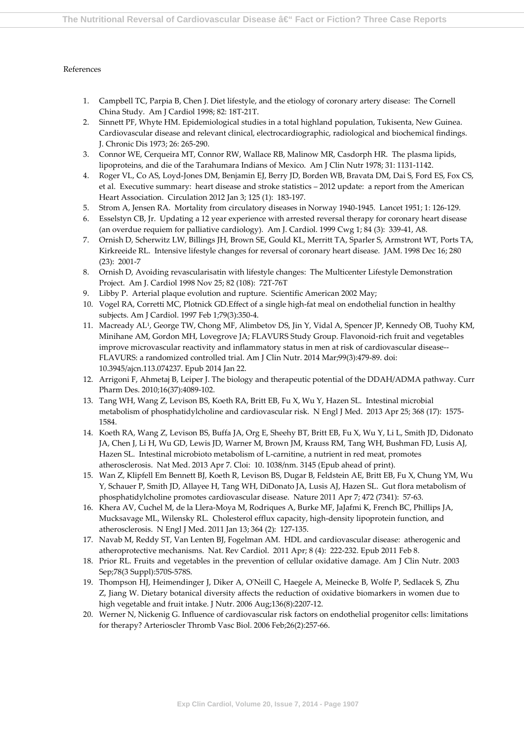References

1. Campbell TC, Parpia B, Chen J. Diet lifestyle, and the etiology of coronary artery disease: The Cornell China Study. Am J Cardiol 1998; 82: 18T-21T.
2. Sinnett PF, Whyte HM. Epidemiological studies in a total highland population, Tukisenta, New Guinea. Cardiovascular disease and relevant clinical, electrocardiographic, radiological and biochemical findings. J. Chronic Dis 1973; 26: 265-290.
3. Connor WE, Cerqueira MT, Connor RW, Wallace RB, Malinow MR, Casdorph HR. The plasma lipids, lipoproteins, and die of the Tarahumara Indians of Mexico. Am J Clin Nutr 1978; 31: 1131-1142.
4. Roger VL, Co AS, Loyd-Jones DM, Benjamin EJ, Berry JD, Borden WB, Bravata DM, Dai S, Ford ES, Fox CS, et al. Executive summary: heart disease and stroke statistics – 2012 update: a report from the American Heart Association. Circulation 2012 Jan 3; 125 (1): 183-197.
5. Strom A, Jensen RA. Mortality from circulatory diseases in Norway 1940-1945. Lancet 1951; 1: 126-129.
6. Esselstyn CB, Jr. Updating a 12 year experience with arrested reversal therapy for coronary heart disease (an overdue requiem for palliative cardiology). Am J. Cardiol. 1999 Cwg 1; 84 (3): 339-41, A8.
7. Ornish D, Scherwitz LW, Billings JH, Brown SE, Gould KL, Merritt TA, Sparler S, Armstront WT, Ports TA, Kirkreeide RL. Intensive lifestyle changes for reversal of coronary heart disease. JAM. 1998 Dec 16; 280 (23): 2001-7
8. Ornish D, Avoiding revascularisatin with lifestyle changes: The Multicenter Lifestyle Demonstration Project. Am J. Cardiol 1998 Nov 25; 82 (108): 72T-76T
9. Libby P. Arterial plaque evolution and rupture. Scientific American 2002 May;
10. Vogel RA, Corretti MC, Plotnick GD.Effect of a single high-fat meal on endothelial function in healthy subjects. Am J Cardiol. 1997 Feb 1;79(3):350-4.
11. Macready AL[1], George TW, Chong MF, Alimbetov DS, Jin Y, Vidal A, Spencer JP, Kennedy OB, Tuohy KM, Minihane AM, Gordon MH, Lovegrove JA; FLAVURS Study Group. Flavonoid-rich fruit and vegetables improve microvascular reactivity and inflammatory status in men at risk of cardiovascular disease--FLAVURS: a randomized controlled trial. Am J Clin Nutr. 2014 Mar;99(3):479-89. doi: 10.3945/ajcn.113.074237. Epub 2014 Jan 22.
12. Arrigoni F, Ahmetaj B, Leiper J. The biology and therapeutic potential of the DDAH/ADMA pathway. Curr Pharm Des. 2010;16(37):4089-102.
13. Tang WH, Wang Z, Levison BS, Koeth RA, Britt EB, Fu X, Wu Y, Hazen SL. Intestinal microbial metabolism of phosphatidylcholine and cardiovascular risk. N Engl J Med. 2013 Apr 25; 368 (17): 1575-1584.
14. Koeth RA, Wang Z, Levison BS, Buffa JA, Org E, Sheehy BT, Britt EB, Fu X, Wu Y, Li L, Smith JD, Didonato JA, Chen J, Li H, Wu GD, Lewis JD, Warner M, Brown JM, Krauss RM, Tang WH, Bushman FD, Lusis AJ, Hazen SL. Intestinal microbioto metabolism of L-carnitine, a nutrient in red meat, promotes atherosclerosis. Nat Med. 2013 Apr 7. Cloi: 10. 1038/nm. 3145 (Epub ahead of print).
15. Wan Z, Klipfell Em Bennett BJ, Koeth R, Levison BS, Dugar B, Feldstein AE, Britt EB, Fu X, Chung YM, Wu Y, Schauer P, Smith JD, Allayee H, Tang WH, DiDonato JA, Lusis AJ, Hazen SL. Gut flora metabolism of phosphatidylcholine promotes cardiovascular disease. Nature 2011 Apr 7; 472 (7341): 57-63.
16. Khera AV, Cuchel M, de la Llera-Moya M, Rodriques A, Burke MF, JaJafmi K, French BC, Phillips JA, Mucksavage ML, Wilensky RL. Cholesterol efflux capacity, high-density lipoprotein function, and atherosclerosis. N Engl J Med. 2011 Jan 13; 364 (2): 127-135.
17. Navab M, Reddy ST, Van Lenten BJ, Fogelman AM. HDL and cardiovascular disease: atherogenic and atheroprotective mechanisms. Nat. Rev Cardiol. 2011 Apr; 8 (4): 222-232. Epub 2011 Feb 8.
18. Prior RL. Fruits and vegetables in the prevention of cellular oxidative damage. Am J Clin Nutr. 2003 Sep;78(3 Suppl):570S-578S.
19. Thompson HJ, Heimendinger J, Diker A, O'Neill C, Haegele A, Meinecke B, Wolfe P, Sedlacek S, Zhu Z, Jiang W. Dietary botanical diversity affects the reduction of oxidative biomarkers in women due to high vegetable and fruit intake. J Nutr. 2006 Aug;136(8):2207-12.
20. Werner N, Nickenig G. Influence of cardiovascular risk factors on endothelial progenitor cells: limitations for therapy? Arterioscler Thromb Vasc Biol. 2006 Feb;26(2):257-66.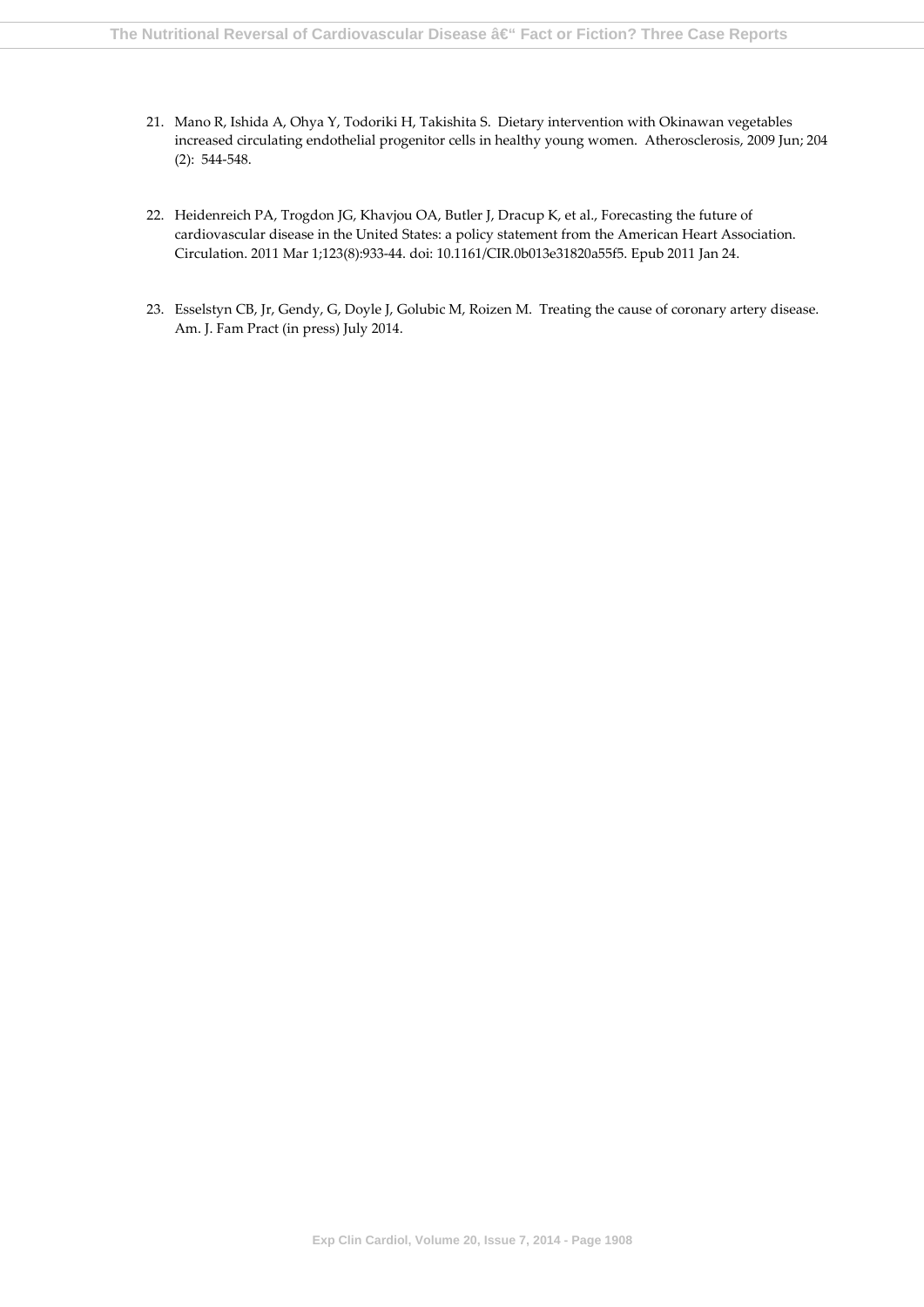21. Mano R, Ishida A, Ohya Y, Todoriki H, Takishita S. Dietary intervention with Okinawan vegetables increased circulating endothelial progenitor cells in healthy young women. Atherosclerosis, 2009 Jun; 204 (2): 544-548.

22. Heidenreich PA, Trogdon JG, Khavjou OA, Butler J, Dracup K, et al., Forecasting the future of cardiovascular disease in the United States: a policy statement from the American Heart Association. Circulation. 2011 Mar 1;123(8):933-44. doi: 10.1161/CIR.0b013e31820a55f5. Epub 2011 Jan 24.

23. Esselstyn CB, Jr, Gendy, G, Doyle J, Golubic M, Roizen M. Treating the cause of coronary artery disease. Am. J. Fam Pract (in press) July 2014.